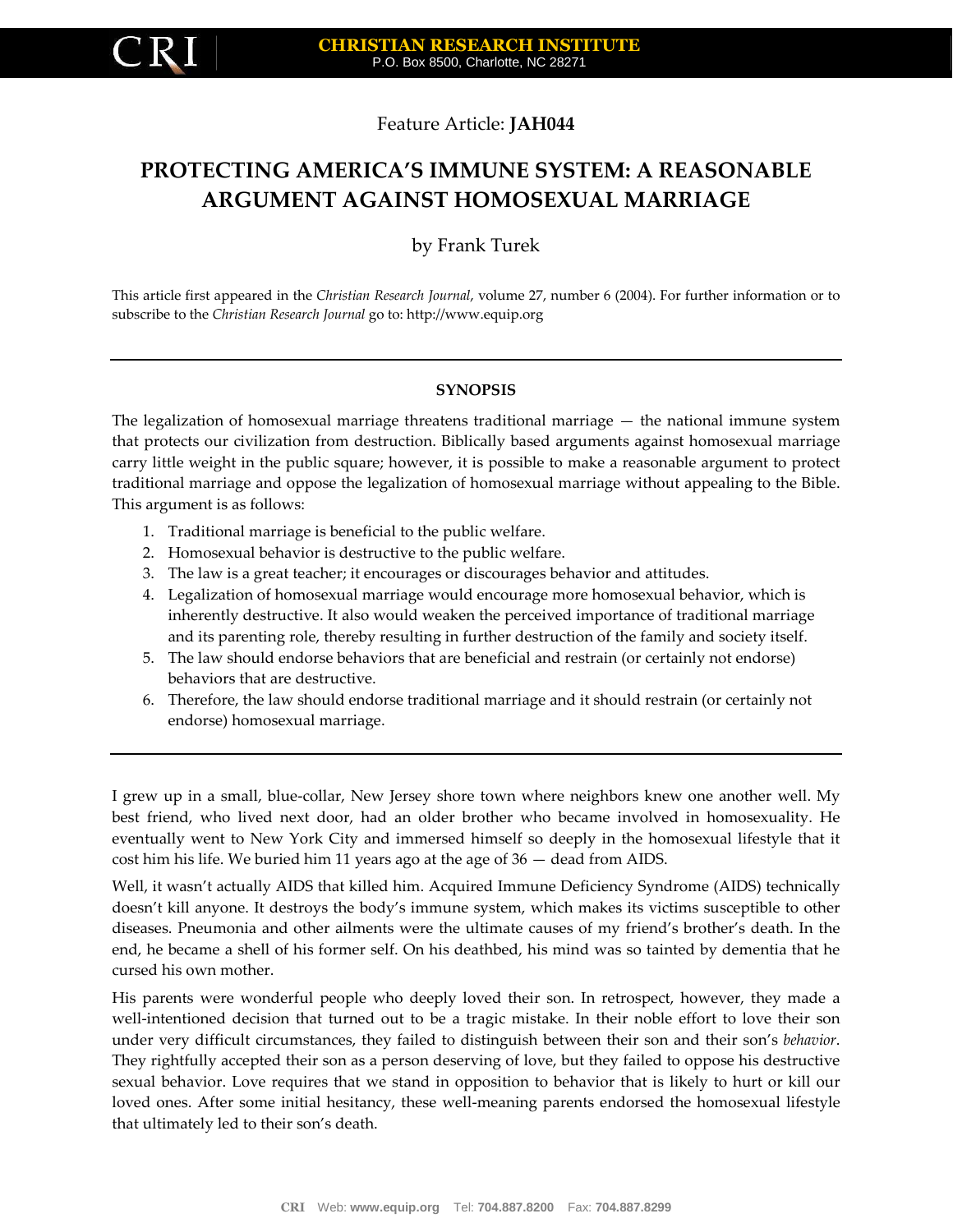Feature Article: **JAH044**

# PROTECTING AMERICA'S IMMUNE SYSTEM: A REASONABLE ARGUMENT AGAINST HOMOSEXUAL MARRIAGE

by Frank Turek

This article first appeared in the *Christian Research Journal*, volume 27, number 6 (2004). For further information or to subscribe to the *Christian Research Journal* go to: http://www.equip.org

---

**SYNOPSIS**

The legalization of homosexual marriage threatens traditional marriage — the national immune system that protects our civilization from destruction. Biblically based arguments against homosexual marriage carry little weight in the public square; however, it is possible to make a reasonable argument to protect traditional marriage and oppose the legalization of homosexual marriage without appealing to the Bible. This argument is as follows:

1. Traditional marriage is beneficial to the public welfare.
2. Homosexual behavior is destructive to the public welfare.
3. The law is a great teacher; it encourages or discourages behavior and attitudes.
4. Legalization of homosexual marriage would encourage more homosexual behavior, which is inherently destructive. It also would weaken the perceived importance of traditional marriage and its parenting role, thereby resulting in further destruction of the family and society itself.
5. The law should endorse behaviors that are beneficial and restrain (or certainly not endorse) behaviors that are destructive.
6. Therefore, the law should endorse traditional marriage and it should restrain (or certainly not endorse) homosexual marriage.

---

I grew up in a small, blue-collar, New Jersey shore town where neighbors knew one another well. My best friend, who lived next door, had an older brother who became involved in homosexuality. He eventually went to New York City and immersed himself so deeply in the homosexual lifestyle that it cost him his life. We buried him 11 years ago at the age of 36 — dead from AIDS.

Well, it wasn't actually AIDS that killed him. Acquired Immune Deficiency Syndrome (AIDS) technically doesn't kill anyone. It destroys the body's immune system, which makes its victims susceptible to other diseases. Pneumonia and other ailments were the ultimate causes of my friend's brother's death. In the end, he became a shell of his former self. On his deathbed, his mind was so tainted by dementia that he cursed his own mother.

His parents were wonderful people who deeply loved their son. In retrospect, however, they made a well-intentioned decision that turned out to be a tragic mistake. In their noble effort to love their son under very difficult circumstances, they failed to distinguish between their son and their son's *behavior*. They rightfully accepted their son as a person deserving of love, but they failed to oppose his destructive sexual behavior. Love requires that we stand in opposition to behavior that is likely to hurt or kill our loved ones. After some initial hesitancy, these well-meaning parents endorsed the homosexual lifestyle that ultimately led to their son's death.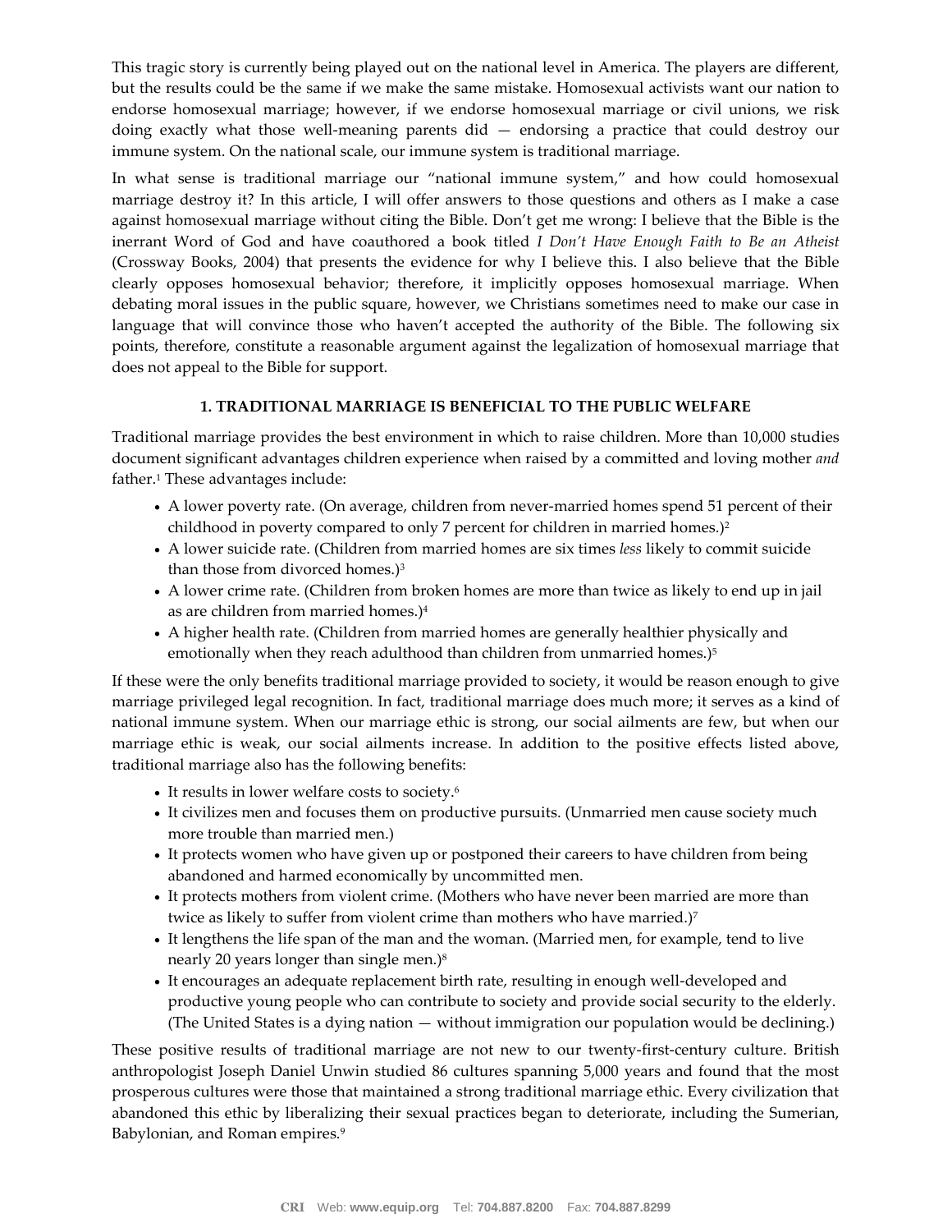This tragic story is currently being played out on the national level in America. The players are different, but the results could be the same if we make the same mistake. Homosexual activists want our nation to endorse homosexual marriage; however, if we endorse homosexual marriage or civil unions, we risk doing exactly what those well-meaning parents did — endorsing a practice that could destroy our immune system. On the national scale, our immune system is traditional marriage.

In what sense is traditional marriage our "national immune system," and how could homosexual marriage destroy it? In this article, I will offer answers to those questions and others as I make a case against homosexual marriage without citing the Bible. Don't get me wrong: I believe that the Bible is the inerrant Word of God and have coauthored a book titled *I Don't Have Enough Faith to Be an Atheist* (Crossway Books, 2004) that presents the evidence for why I believe this. I also believe that the Bible clearly opposes homosexual behavior; therefore, it implicitly opposes homosexual marriage. When debating moral issues in the public square, however, we Christians sometimes need to make our case in language that will convince those who haven't accepted the authority of the Bible. The following six points, therefore, constitute a reasonable argument against the legalization of homosexual marriage that does not appeal to the Bible for support.

### 1. TRADITIONAL MARRIAGE IS BENEFICIAL TO THE PUBLIC WELFARE

Traditional marriage provides the best environment in which to raise children. More than 10,000 studies document significant advantages children experience when raised by a committed and loving mother *and* father.[1] These advantages include:

- A lower poverty rate. (On average, children from never-married homes spend 51 percent of their childhood in poverty compared to only 7 percent for children in married homes.)[2]
- A lower suicide rate. (Children from married homes are six times *less* likely to commit suicide than those from divorced homes.)[3]
- A lower crime rate. (Children from broken homes are more than twice as likely to end up in jail as are children from married homes.)[4]
- A higher health rate. (Children from married homes are generally healthier physically and emotionally when they reach adulthood than children from unmarried homes.)[5]

If these were the only benefits traditional marriage provided to society, it would be reason enough to give marriage privileged legal recognition. In fact, traditional marriage does much more; it serves as a kind of national immune system. When our marriage ethic is strong, our social ailments are few, but when our marriage ethic is weak, our social ailments increase. In addition to the positive effects listed above, traditional marriage also has the following benefits:

- It results in lower welfare costs to society.[6]
- It civilizes men and focuses them on productive pursuits. (Unmarried men cause society much more trouble than married men.)
- It protects women who have given up or postponed their careers to have children from being abandoned and harmed economically by uncommitted men.
- It protects mothers from violent crime. (Mothers who have never been married are more than twice as likely to suffer from violent crime than mothers who have married.)[7]
- It lengthens the life span of the man and the woman. (Married men, for example, tend to live nearly 20 years longer than single men.)[8]
- It encourages an adequate replacement birth rate, resulting in enough well-developed and productive young people who can contribute to society and provide social security to the elderly. (The United States is a dying nation — without immigration our population would be declining.)

These positive results of traditional marriage are not new to our twenty-first-century culture. British anthropologist Joseph Daniel Unwin studied 86 cultures spanning 5,000 years and found that the most prosperous cultures were those that maintained a strong traditional marriage ethic. Every civilization that abandoned this ethic by liberalizing their sexual practices began to deteriorate, including the Sumerian, Babylonian, and Roman empires.[9]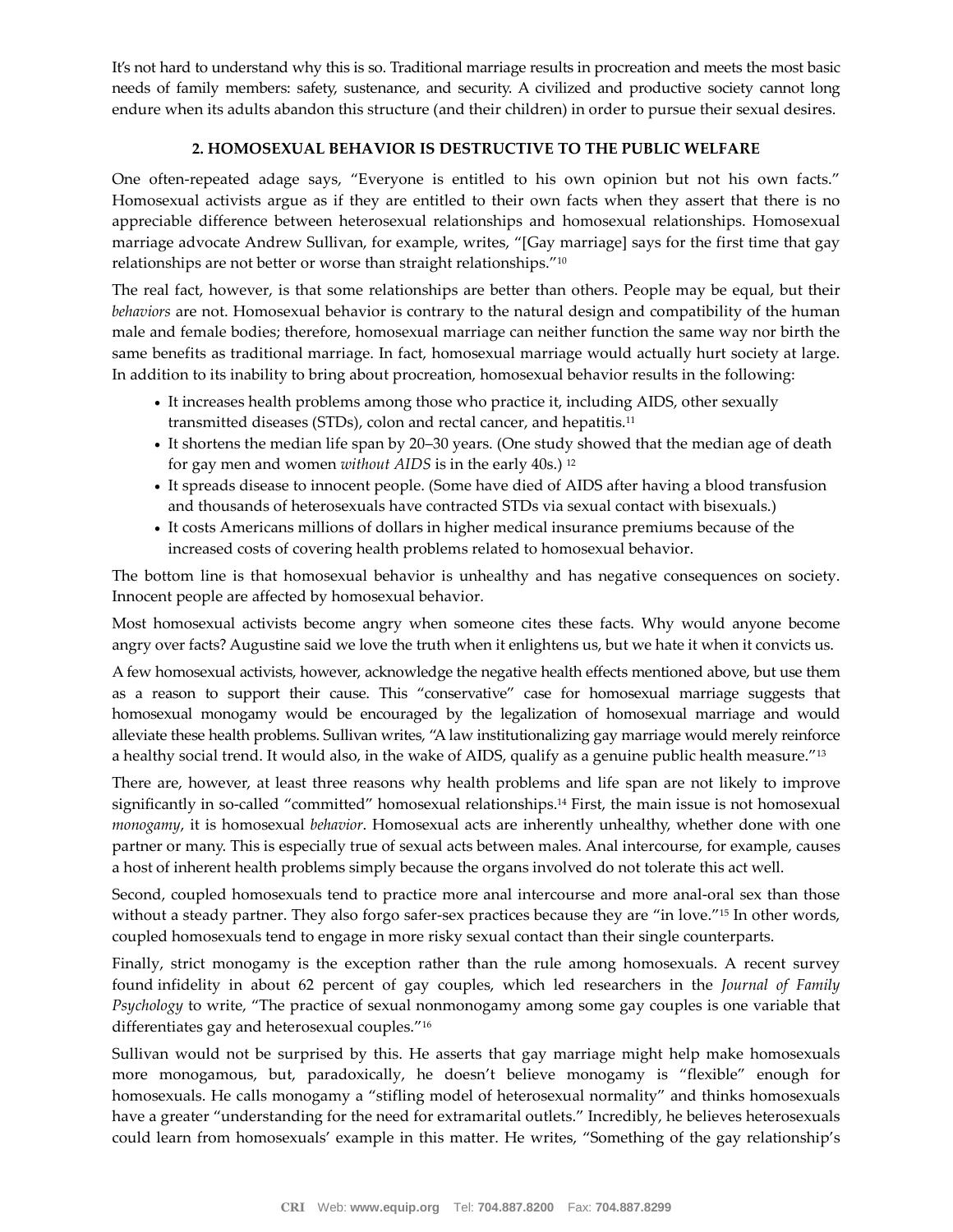It's not hard to understand why this is so. Traditional marriage results in procreation and meets the most basic needs of family members: safety, sustenance, and security. A civilized and productive society cannot long endure when its adults abandon this structure (and their children) in order to pursue their sexual desires.

### 2. HOMOSEXUAL BEHAVIOR IS DESTRUCTIVE TO THE PUBLIC WELFARE

One often-repeated adage says, "Everyone is entitled to his own opinion but not his own facts." Homosexual activists argue as if they are entitled to their own facts when they assert that there is no appreciable difference between heterosexual relationships and homosexual relationships. Homosexual marriage advocate Andrew Sullivan, for example, writes, "[Gay marriage] says for the first time that gay relationships are not better or worse than straight relationships."[10]

The real fact, however, is that some relationships are better than others. People may be equal, but their *behaviors* are not. Homosexual behavior is contrary to the natural design and compatibility of the human male and female bodies; therefore, homosexual marriage can neither function the same way nor birth the same benefits as traditional marriage. In fact, homosexual marriage would actually hurt society at large. In addition to its inability to bring about procreation, homosexual behavior results in the following:

- It increases health problems among those who practice it, including AIDS, other sexually transmitted diseases (STDs), colon and rectal cancer, and hepatitis.[11]
- It shortens the median life span by 20–30 years. (One study showed that the median age of death for gay men and women *without AIDS* is in the early 40s.) [12]
- It spreads disease to innocent people. (Some have died of AIDS after having a blood transfusion and thousands of heterosexuals have contracted STDs via sexual contact with bisexuals.)
- It costs Americans millions of dollars in higher medical insurance premiums because of the increased costs of covering health problems related to homosexual behavior.

The bottom line is that homosexual behavior is unhealthy and has negative consequences on society. Innocent people are affected by homosexual behavior.

Most homosexual activists become angry when someone cites these facts. Why would anyone become angry over facts? Augustine said we love the truth when it enlightens us, but we hate it when it convicts us.

A few homosexual activists, however, acknowledge the negative health effects mentioned above, but use them as a reason to support their cause. This "conservative" case for homosexual marriage suggests that homosexual monogamy would be encouraged by the legalization of homosexual marriage and would alleviate these health problems. Sullivan writes, "A law institutionalizing gay marriage would merely reinforce a healthy social trend. It would also, in the wake of AIDS, qualify as a genuine public health measure."[13]

There are, however, at least three reasons why health problems and life span are not likely to improve significantly in so-called "committed" homosexual relationships.[14] First, the main issue is not homosexual *monogamy*, it is homosexual *behavior*. Homosexual acts are inherently unhealthy, whether done with one partner or many. This is especially true of sexual acts between males. Anal intercourse, for example, causes a host of inherent health problems simply because the organs involved do not tolerate this act well.

Second, coupled homosexuals tend to practice more anal intercourse and more anal-oral sex than those without a steady partner. They also forgo safer-sex practices because they are "in love."[15] In other words, coupled homosexuals tend to engage in more risky sexual contact than their single counterparts.

Finally, strict monogamy is the exception rather than the rule among homosexuals. A recent survey found infidelity in about 62 percent of gay couples, which led researchers in the *Journal of Family Psychology* to write, "The practice of sexual nonmonogamy among some gay couples is one variable that differentiates gay and heterosexual couples."[16]

Sullivan would not be surprised by this. He asserts that gay marriage might help make homosexuals more monogamous, but, paradoxically, he doesn't believe monogamy is "flexible" enough for homosexuals. He calls monogamy a "stifling model of heterosexual normality" and thinks homosexuals have a greater "understanding for the need for extramarital outlets." Incredibly, he believes heterosexuals could learn from homosexuals' example in this matter. He writes, "Something of the gay relationship's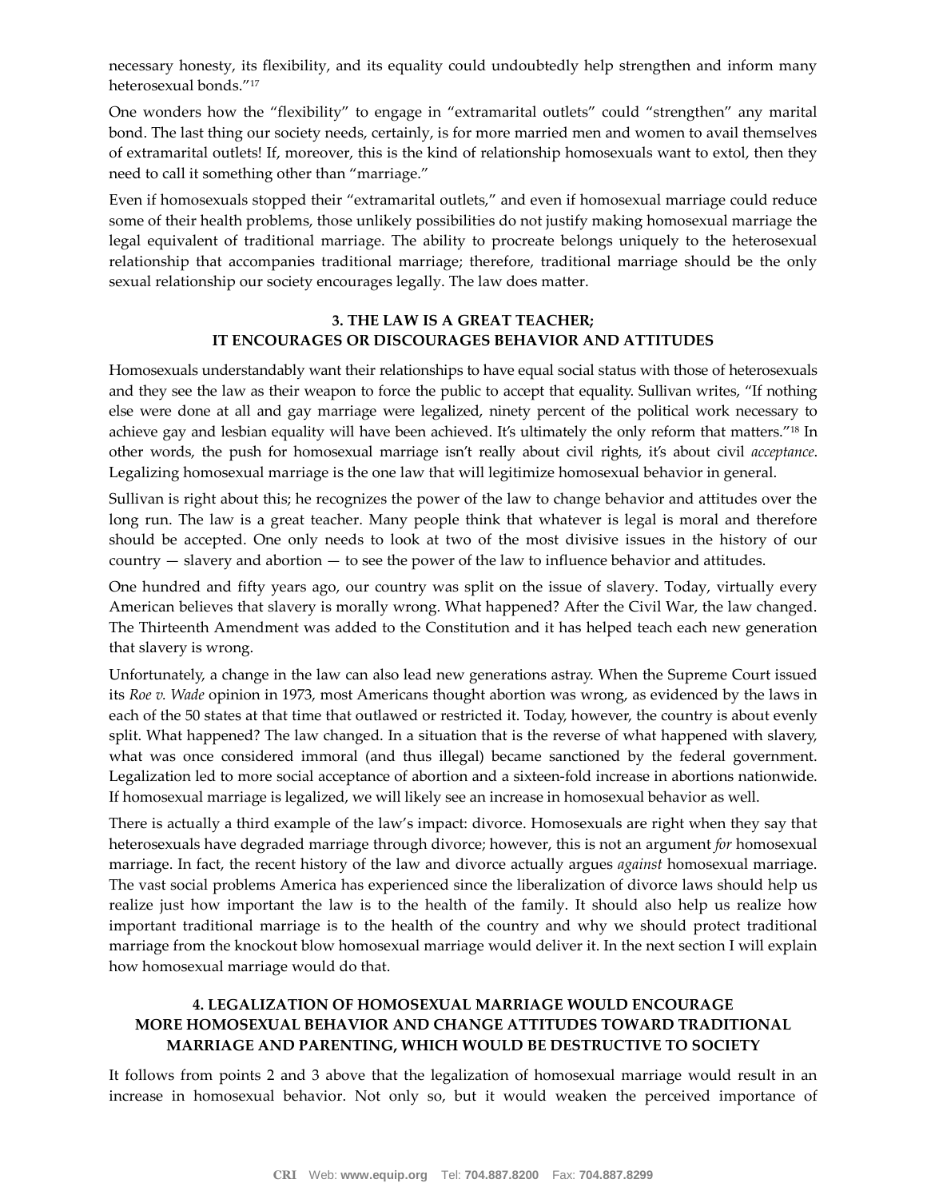necessary honesty, its flexibility, and its equality could undoubtedly help strengthen and inform many heterosexual bonds."[17]

One wonders how the "flexibility" to engage in "extramarital outlets" could "strengthen" any marital bond. The last thing our society needs, certainly, is for more married men and women to avail themselves of extramarital outlets! If, moreover, this is the kind of relationship homosexuals want to extol, then they need to call it something other than "marriage."

Even if homosexuals stopped their "extramarital outlets," and even if homosexual marriage could reduce some of their health problems, those unlikely possibilities do not justify making homosexual marriage the legal equivalent of traditional marriage. The ability to procreate belongs uniquely to the heterosexual relationship that accompanies traditional marriage; therefore, traditional marriage should be the only sexual relationship our society encourages legally. The law does matter.

## 3. THE LAW IS A GREAT TEACHER; IT ENCOURAGES OR DISCOURAGES BEHAVIOR AND ATTITUDES

Homosexuals understandably want their relationships to have equal social status with those of heterosexuals and they see the law as their weapon to force the public to accept that equality. Sullivan writes, "If nothing else were done at all and gay marriage were legalized, ninety percent of the political work necessary to achieve gay and lesbian equality will have been achieved. It's ultimately the only reform that matters."[18] In other words, the push for homosexual marriage isn't really about civil rights, it's about civil *acceptance*. Legalizing homosexual marriage is the one law that will legitimize homosexual behavior in general.

Sullivan is right about this; he recognizes the power of the law to change behavior and attitudes over the long run. The law is a great teacher. Many people think that whatever is legal is moral and therefore should be accepted. One only needs to look at two of the most divisive issues in the history of our country — slavery and abortion — to see the power of the law to influence behavior and attitudes.

One hundred and fifty years ago, our country was split on the issue of slavery. Today, virtually every American believes that slavery is morally wrong. What happened? After the Civil War, the law changed. The Thirteenth Amendment was added to the Constitution and it has helped teach each new generation that slavery is wrong.

Unfortunately, a change in the law can also lead new generations astray. When the Supreme Court issued its *Roe v. Wade* opinion in 1973, most Americans thought abortion was wrong, as evidenced by the laws in each of the 50 states at that time that outlawed or restricted it. Today, however, the country is about evenly split. What happened? The law changed. In a situation that is the reverse of what happened with slavery, what was once considered immoral (and thus illegal) became sanctioned by the federal government. Legalization led to more social acceptance of abortion and a sixteen-fold increase in abortions nationwide. If homosexual marriage is legalized, we will likely see an increase in homosexual behavior as well.

There is actually a third example of the law's impact: divorce. Homosexuals are right when they say that heterosexuals have degraded marriage through divorce; however, this is not an argument *for* homosexual marriage. In fact, the recent history of the law and divorce actually argues *against* homosexual marriage. The vast social problems America has experienced since the liberalization of divorce laws should help us realize just how important the law is to the health of the family. It should also help us realize how important traditional marriage is to the health of the country and why we should protect traditional marriage from the knockout blow homosexual marriage would deliver it. In the next section I will explain how homosexual marriage would do that.

## 4. LEGALIZATION OF HOMOSEXUAL MARRIAGE WOULD ENCOURAGE MORE HOMOSEXUAL BEHAVIOR AND CHANGE ATTITUDES TOWARD TRADITIONAL MARRIAGE AND PARENTING, WHICH WOULD BE DESTRUCTIVE TO SOCIETY

It follows from points 2 and 3 above that the legalization of homosexual marriage would result in an increase in homosexual behavior. Not only so, but it would weaken the perceived importance of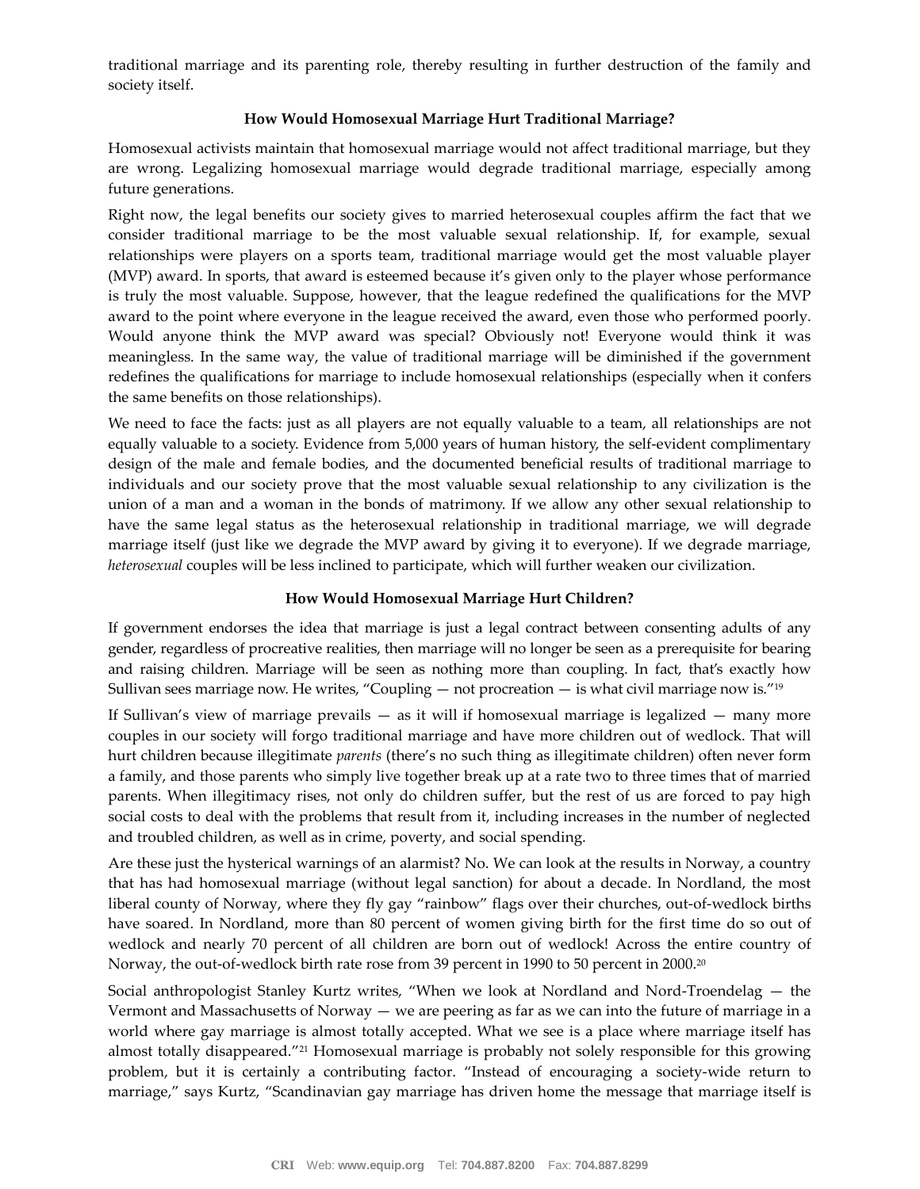traditional marriage and its parenting role, thereby resulting in further destruction of the family and society itself.

### How Would Homosexual Marriage Hurt Traditional Marriage?

Homosexual activists maintain that homosexual marriage would not affect traditional marriage, but they are wrong. Legalizing homosexual marriage would degrade traditional marriage, especially among future generations.

Right now, the legal benefits our society gives to married heterosexual couples affirm the fact that we consider traditional marriage to be the most valuable sexual relationship. If, for example, sexual relationships were players on a sports team, traditional marriage would get the most valuable player (MVP) award. In sports, that award is esteemed because it's given only to the player whose performance is truly the most valuable. Suppose, however, that the league redefined the qualifications for the MVP award to the point where everyone in the league received the award, even those who performed poorly. Would anyone think the MVP award was special? Obviously not! Everyone would think it was meaningless. In the same way, the value of traditional marriage will be diminished if the government redefines the qualifications for marriage to include homosexual relationships (especially when it confers the same benefits on those relationships).

We need to face the facts: just as all players are not equally valuable to a team, all relationships are not equally valuable to a society. Evidence from 5,000 years of human history, the self-evident complimentary design of the male and female bodies, and the documented beneficial results of traditional marriage to individuals and our society prove that the most valuable sexual relationship to any civilization is the union of a man and a woman in the bonds of matrimony. If we allow any other sexual relationship to have the same legal status as the heterosexual relationship in traditional marriage, we will degrade marriage itself (just like we degrade the MVP award by giving it to everyone). If we degrade marriage, *heterosexual* couples will be less inclined to participate, which will further weaken our civilization.

### How Would Homosexual Marriage Hurt Children?

If government endorses the idea that marriage is just a legal contract between consenting adults of any gender, regardless of procreative realities, then marriage will no longer be seen as a prerequisite for bearing and raising children. Marriage will be seen as nothing more than coupling. In fact, that's exactly how Sullivan sees marriage now. He writes, "Coupling — not procreation — is what civil marriage now is."[19]

If Sullivan's view of marriage prevails — as it will if homosexual marriage is legalized — many more couples in our society will forgo traditional marriage and have more children out of wedlock. That will hurt children because illegitimate *parents* (there's no such thing as illegitimate children) often never form a family, and those parents who simply live together break up at a rate two to three times that of married parents. When illegitimacy rises, not only do children suffer, but the rest of us are forced to pay high social costs to deal with the problems that result from it, including increases in the number of neglected and troubled children, as well as in crime, poverty, and social spending.

Are these just the hysterical warnings of an alarmist? No. We can look at the results in Norway, a country that has had homosexual marriage (without legal sanction) for about a decade. In Nordland, the most liberal county of Norway, where they fly gay "rainbow" flags over their churches, out-of-wedlock births have soared. In Nordland, more than 80 percent of women giving birth for the first time do so out of wedlock and nearly 70 percent of all children are born out of wedlock! Across the entire country of Norway, the out-of-wedlock birth rate rose from 39 percent in 1990 to 50 percent in 2000.[20]

Social anthropologist Stanley Kurtz writes, "When we look at Nordland and Nord-Troendelag — the Vermont and Massachusetts of Norway — we are peering as far as we can into the future of marriage in a world where gay marriage is almost totally accepted. What we see is a place where marriage itself has almost totally disappeared."[21] Homosexual marriage is probably not solely responsible for this growing problem, but it is certainly a contributing factor. "Instead of encouraging a society-wide return to marriage," says Kurtz, "Scandinavian gay marriage has driven home the message that marriage itself is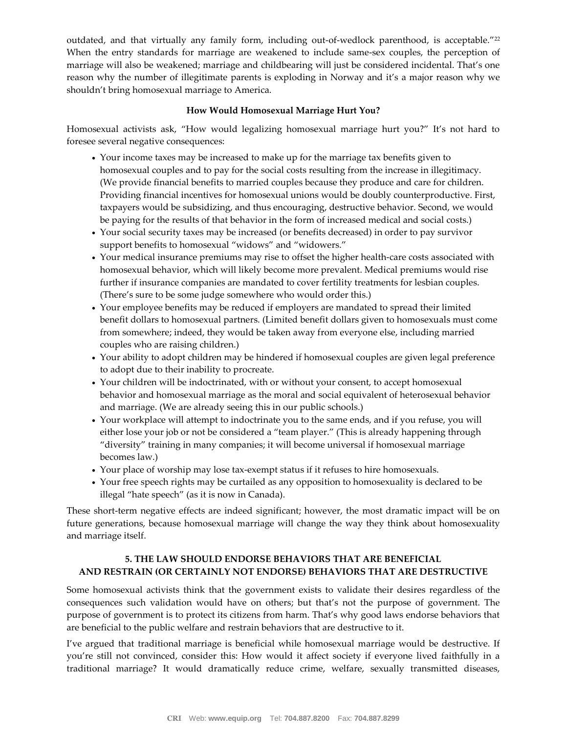outdated, and that virtually any family form, including out-of-wedlock parenthood, is acceptable."[22] When the entry standards for marriage are weakened to include same-sex couples, the perception of marriage will also be weakened; marriage and childbearing will just be considered incidental. That's one reason why the number of illegitimate parents is exploding in Norway and it's a major reason why we shouldn't bring homosexual marriage to America.

**How Would Homosexual Marriage Hurt You?**

Homosexual activists ask, "How would legalizing homosexual marriage hurt you?" It's not hard to foresee several negative consequences:

- Your income taxes may be increased to make up for the marriage tax benefits given to homosexual couples and to pay for the social costs resulting from the increase in illegitimacy. (We provide financial benefits to married couples because they produce and care for children. Providing financial incentives for homosexual unions would be doubly counterproductive. First, taxpayers would be subsidizing, and thus encouraging, destructive behavior. Second, we would be paying for the results of that behavior in the form of increased medical and social costs.)
- Your social security taxes may be increased (or benefits decreased) in order to pay survivor support benefits to homosexual "widows" and "widowers."
- Your medical insurance premiums may rise to offset the higher health-care costs associated with homosexual behavior, which will likely become more prevalent. Medical premiums would rise further if insurance companies are mandated to cover fertility treatments for lesbian couples. (There's sure to be some judge somewhere who would order this.)
- Your employee benefits may be reduced if employers are mandated to spread their limited benefit dollars to homosexual partners. (Limited benefit dollars given to homosexuals must come from somewhere; indeed, they would be taken away from everyone else, including married couples who are raising children.)
- Your ability to adopt children may be hindered if homosexual couples are given legal preference to adopt due to their inability to procreate.
- Your children will be indoctrinated, with or without your consent, to accept homosexual behavior and homosexual marriage as the moral and social equivalent of heterosexual behavior and marriage. (We are already seeing this in our public schools.)
- Your workplace will attempt to indoctrinate you to the same ends, and if you refuse, you will either lose your job or not be considered a "team player." (This is already happening through "diversity" training in many companies; it will become universal if homosexual marriage becomes law.)
- Your place of worship may lose tax-exempt status if it refuses to hire homosexuals.
- Your free speech rights may be curtailed as any opposition to homosexuality is declared to be illegal "hate speech" (as it is now in Canada).

These short-term negative effects are indeed significant; however, the most dramatic impact will be on future generations, because homosexual marriage will change the way they think about homosexuality and marriage itself.

## 5. THE LAW SHOULD ENDORSE BEHAVIORS THAT ARE BENEFICIAL AND RESTRAIN (OR CERTAINLY NOT ENDORSE) BEHAVIORS THAT ARE DESTRUCTIVE

Some homosexual activists think that the government exists to validate their desires regardless of the consequences such validation would have on others; but that's not the purpose of government. The purpose of government is to protect its citizens from harm. That's why good laws endorse behaviors that are beneficial to the public welfare and restrain behaviors that are destructive to it.

I've argued that traditional marriage is beneficial while homosexual marriage would be destructive. If you're still not convinced, consider this: How would it affect society if everyone lived faithfully in a traditional marriage? It would dramatically reduce crime, welfare, sexually transmitted diseases,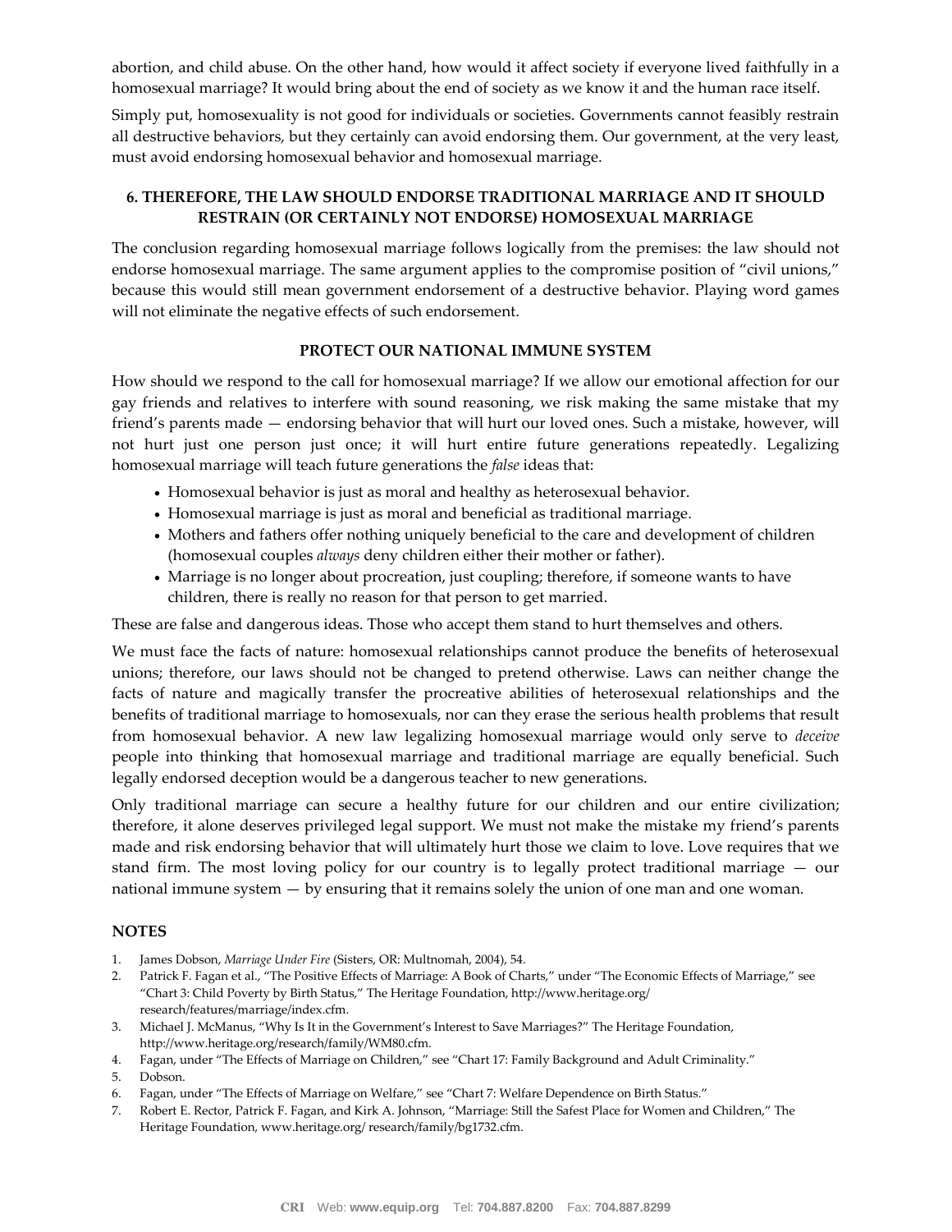abortion, and child abuse. On the other hand, how would it affect society if everyone lived faithfully in a homosexual marriage? It would bring about the end of society as we know it and the human race itself.

Simply put, homosexuality is not good for individuals or societies. Governments cannot feasibly restrain all destructive behaviors, but they certainly can avoid endorsing them. Our government, at the very least, must avoid endorsing homosexual behavior and homosexual marriage.

### 6. THEREFORE, THE LAW SHOULD ENDORSE TRADITIONAL MARRIAGE AND IT SHOULD RESTRAIN (OR CERTAINLY NOT ENDORSE) HOMOSEXUAL MARRIAGE

The conclusion regarding homosexual marriage follows logically from the premises: the law should not endorse homosexual marriage. The same argument applies to the compromise position of "civil unions," because this would still mean government endorsement of a destructive behavior. Playing word games will not eliminate the negative effects of such endorsement.

### PROTECT OUR NATIONAL IMMUNE SYSTEM

How should we respond to the call for homosexual marriage? If we allow our emotional affection for our gay friends and relatives to interfere with sound reasoning, we risk making the same mistake that my friend's parents made — endorsing behavior that will hurt our loved ones. Such a mistake, however, will not hurt just one person just once; it will hurt entire future generations repeatedly. Legalizing homosexual marriage will teach future generations the *false* ideas that:

- Homosexual behavior is just as moral and healthy as heterosexual behavior.
- Homosexual marriage is just as moral and beneficial as traditional marriage.
- Mothers and fathers offer nothing uniquely beneficial to the care and development of children (homosexual couples *always* deny children either their mother or father).
- Marriage is no longer about procreation, just coupling; therefore, if someone wants to have children, there is really no reason for that person to get married.

These are false and dangerous ideas. Those who accept them stand to hurt themselves and others.

We must face the facts of nature: homosexual relationships cannot produce the benefits of heterosexual unions; therefore, our laws should not be changed to pretend otherwise. Laws can neither change the facts of nature and magically transfer the procreative abilities of heterosexual relationships and the benefits of traditional marriage to homosexuals, nor can they erase the serious health problems that result from homosexual behavior. A new law legalizing homosexual marriage would only serve to *deceive* people into thinking that homosexual marriage and traditional marriage are equally beneficial. Such legally endorsed deception would be a dangerous teacher to new generations.

Only traditional marriage can secure a healthy future for our children and our entire civilization; therefore, it alone deserves privileged legal support. We must not make the mistake my friend's parents made and risk endorsing behavior that will ultimately hurt those we claim to love. Love requires that we stand firm. The most loving policy for our country is to legally protect traditional marriage — our national immune system — by ensuring that it remains solely the union of one man and one woman.

### NOTES

1. James Dobson, *Marriage Under Fire* (Sisters, OR: Multnomah, 2004), 54.
2. Patrick F. Fagan et al., "The Positive Effects of Marriage: A Book of Charts," under "The Economic Effects of Marriage," see "Chart 3: Child Poverty by Birth Status," The Heritage Foundation, http://www.heritage.org/research/features/marriage/index.cfm.
3. Michael J. McManus, "Why Is It in the Government's Interest to Save Marriages?" The Heritage Foundation, http://www.heritage.org/research/family/WM80.cfm.
4. Fagan, under "The Effects of Marriage on Children," see "Chart 17: Family Background and Adult Criminality."
5. Dobson.
6. Fagan, under "The Effects of Marriage on Welfare," see "Chart 7: Welfare Dependence on Birth Status."
7. Robert E. Rector, Patrick F. Fagan, and Kirk A. Johnson, "Marriage: Still the Safest Place for Women and Children," The Heritage Foundation, www.heritage.org/ research/family/bg1732.cfm.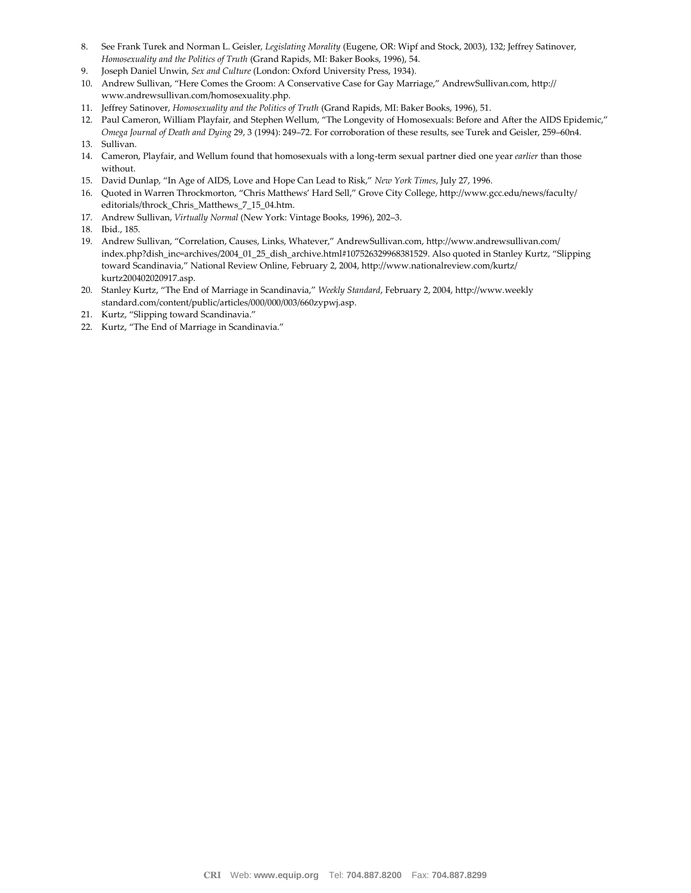8. See Frank Turek and Norman L. Geisler, *Legislating Morality* (Eugene, OR: Wipf and Stock, 2003), 132; Jeffrey Satinover, *Homosexuality and the Politics of Truth* (Grand Rapids, MI: Baker Books, 1996), 54.
9. Joseph Daniel Unwin, *Sex and Culture* (London: Oxford University Press, 1934).
10. Andrew Sullivan, "Here Comes the Groom: A Conservative Case for Gay Marriage," AndrewSullivan.com, http://www.andrewsullivan.com/homosexuality.php.
11. Jeffrey Satinover, *Homosexuality and the Politics of Truth* (Grand Rapids, MI: Baker Books, 1996), 51.
12. Paul Cameron, William Playfair, and Stephen Wellum, "The Longevity of Homosexuals: Before and After the AIDS Epidemic," *Omega Journal of Death and Dying* 29, 3 (1994): 249–72. For corroboration of these results, see Turek and Geisler, 259–60n4.
13. Sullivan.
14. Cameron, Playfair, and Wellum found that homosexuals with a long-term sexual partner died one year *earlier* than those without.
15. David Dunlap, "In Age of AIDS, Love and Hope Can Lead to Risk," *New York Times*, July 27, 1996.
16. Quoted in Warren Throckmorton, "Chris Matthews' Hard Sell," Grove City College, http://www.gcc.edu/news/faculty/editorials/throck_Chris_Matthews_7_15_04.htm.
17. Andrew Sullivan, *Virtually Normal* (New York: Vintage Books, 1996), 202–3.
18. Ibid., 185.
19. Andrew Sullivan, "Correlation, Causes, Links, Whatever," AndrewSullivan.com, http://www.andrewsullivan.com/index.php?dish_inc=archives/2004_01_25_dish_archive.html#107526329968381529. Also quoted in Stanley Kurtz, "Slipping toward Scandinavia," National Review Online, February 2, 2004, http://www.nationalreview.com/kurtz/kurtz200402020917.asp.
20. Stanley Kurtz, "The End of Marriage in Scandinavia," *Weekly Standard*, February 2, 2004, http://www.weeklystandard.com/content/public/articles/000/000/003/660zypwj.asp.
21. Kurtz, "Slipping toward Scandinavia."
22. Kurtz, "The End of Marriage in Scandinavia."